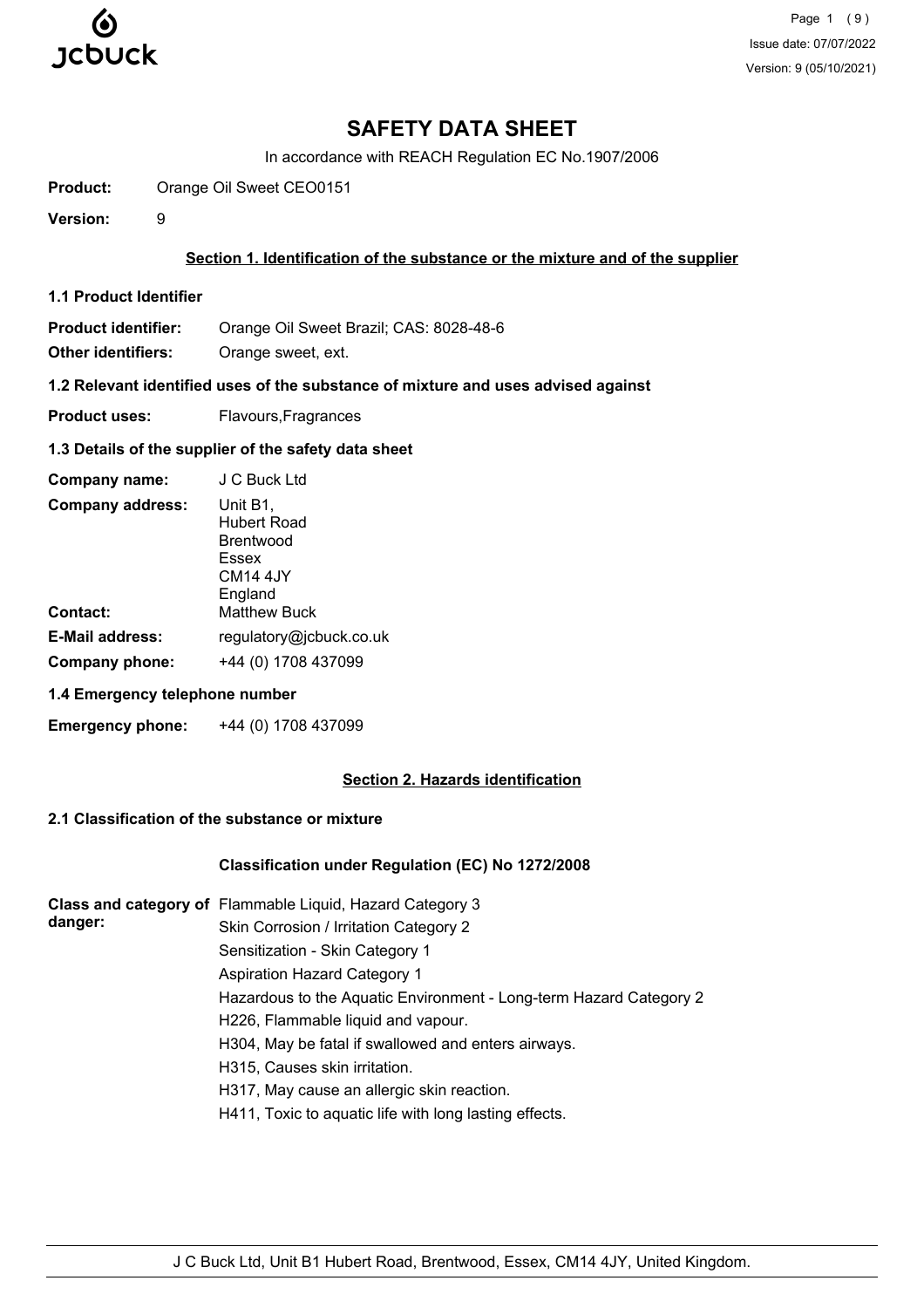# SAFETY DATA SHEET

In accordance with REACH Regulation EC No.1907/2006

**Product:** Orange Oil Sweet CEO0151

**Version:** 9

## Section 1. Identification of the substance or the mixture and of the supplier

### 1.1 Product Identifier

**Product identifier:** Orange Oil Sweet Brazil; CAS: 8028-48-6

**Other identifiers:** Orange sweet, ext.

### 1.2 Relevant identified uses of the substance of mixture and uses advised against

**Product uses:** Flavours,Fragrances

### 1.3 Details of the supplier of the safety data sheet

**Company name:** J C Buck Ltd

**Company address:** Unit B1,
Hubert Road
Brentwood
Essex
CM14 4JY
England

**Contact:** Matthew Buck

**E-Mail address:** regulatory@jcbuck.co.uk

**Company phone:** +44 (0) 1708 437099

### 1.4 Emergency telephone number

**Emergency phone:** +44 (0) 1708 437099

## Section 2. Hazards identification

### 2.1 Classification of the substance or mixture

**Classification under Regulation (EC) No 1272/2008**

**Class and category of danger:**

Flammable Liquid, Hazard Category 3
Skin Corrosion / Irritation Category 2
Sensitization - Skin Category 1
Aspiration Hazard Category 1
Hazardous to the Aquatic Environment - Long-term Hazard Category 2
H226, Flammable liquid and vapour.
H304, May be fatal if swallowed and enters airways.
H315, Causes skin irritation.
H317, May cause an allergic skin reaction.
H411, Toxic to aquatic life with long lasting effects.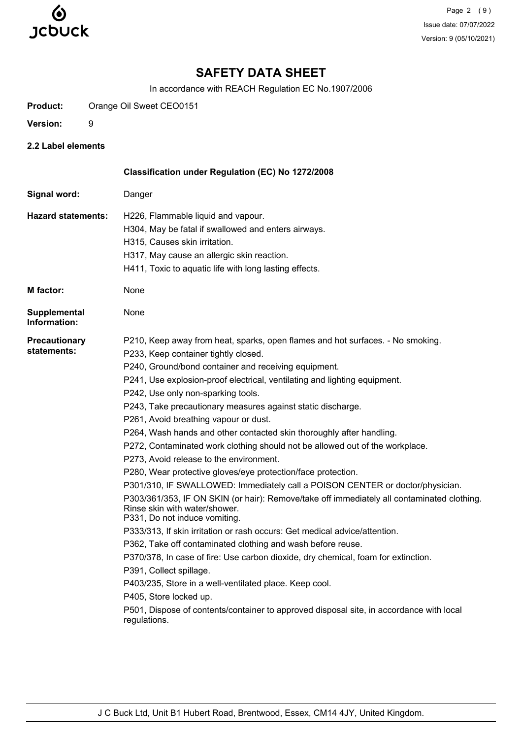# SAFETY DATA SHEET

In accordance with REACH Regulation EC No.1907/2006

**Product:** Orange Oil Sweet CEO0151

**Version:** 9

**2.2 Label elements**

**Classification under Regulation (EC) No 1272/2008**

**Signal word:** Danger

**Hazard statements:**
H226, Flammable liquid and vapour.
H304, May be fatal if swallowed and enters airways.
H315, Causes skin irritation.
H317, May cause an allergic skin reaction.
H411, Toxic to aquatic life with long lasting effects.

**M factor:** None

**Supplemental Information:** None

**Precautionary statements:**
P210, Keep away from heat, sparks, open flames and hot surfaces. - No smoking.
P233, Keep container tightly closed.
P240, Ground/bond container and receiving equipment.
P241, Use explosion-proof electrical, ventilating and lighting equipment.
P242, Use only non-sparking tools.
P243, Take precautionary measures against static discharge.
P261, Avoid breathing vapour or dust.
P264, Wash hands and other contacted skin thoroughly after handling.
P272, Contaminated work clothing should not be allowed out of the workplace.
P273, Avoid release to the environment.
P280, Wear protective gloves/eye protection/face protection.
P301/310, IF SWALLOWED: Immediately call a POISON CENTER or doctor/physician.
P303/361/353, IF ON SKIN (or hair): Remove/take off immediately all contaminated clothing. Rinse skin with water/shower.
P331, Do not induce vomiting.
P333/313, If skin irritation or rash occurs: Get medical advice/attention.
P362, Take off contaminated clothing and wash before reuse.
P370/378, In case of fire: Use carbon dioxide, dry chemical, foam for extinction.
P391, Collect spillage.
P403/235, Store in a well-ventilated place. Keep cool.
P405, Store locked up.
P501, Dispose of contents/container to approved disposal site, in accordance with local regulations.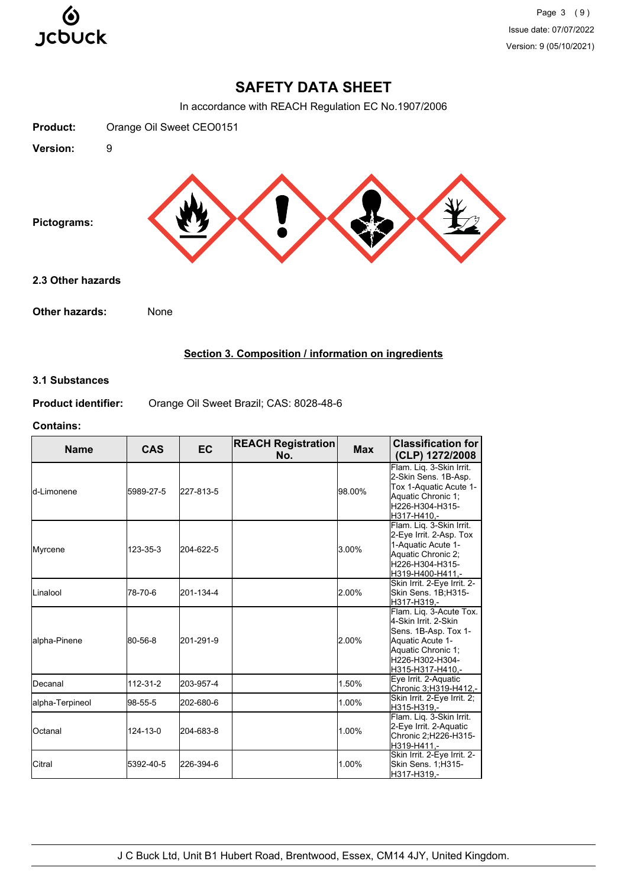# SAFETY DATA SHEET

In accordance with REACH Regulation EC No.1907/2006

**Product:** Orange Oil Sweet CEO0151

**Version:** 9

**Pictograms:**

### 2.3 Other hazards

**Other hazards:** None

## Section 3. Composition / information on ingredients

### 3.1 Substances

**Product identifier:** Orange Oil Sweet Brazil; CAS: 8028-48-6

**Contains:**

| Name | CAS | EC | REACH Registration No. | Max | Classification for (CLP) 1272/2008 |
|---|---|---|---|---|---|
| d-Limonene | 5989-27-5 | 227-813-5 | | 98.00% | Flam. Liq. 3-Skin Irrit. 2-Skin Sens. 1B-Asp. Tox 1-Aquatic Acute 1-Aquatic Chronic 1; H226-H304-H315-H317-H410,- |
| Myrcene | 123-35-3 | 204-622-5 | | 3.00% | Flam. Liq. 3-Skin Irrit. 2-Eye Irrit. 2-Asp. Tox 1-Aquatic Acute 1-Aquatic Chronic 2; H226-H304-H315-H319-H400-H411,- |
| Linalool | 78-70-6 | 201-134-4 | | 2.00% | Skin Irrit. 2-Eye Irrit. 2-Skin Sens. 1B;H315-H317-H319,- |
| alpha-Pinene | 80-56-8 | 201-291-9 | | 2.00% | Flam. Liq. 3-Acute Tox. 4-Skin Irrit. 2-Skin Sens. 1B-Asp. Tox 1-Aquatic Acute 1-Aquatic Chronic 1; H226-H302-H304-H315-H317-H410,- |
| Decanal | 112-31-2 | 203-957-4 | | 1.50% | Eye Irrit. 2-Aquatic Chronic 3;H319-H412,- |
| alpha-Terpineol | 98-55-5 | 202-680-6 | | 1.00% | Skin Irrit. 2-Eye Irrit. 2; H315-H319,- |
| Octanal | 124-13-0 | 204-683-8 | | 1.00% | Flam. Liq. 3-Skin Irrit. 2-Eye Irrit. 2-Aquatic Chronic 2;H226-H315-H319-H411,- |
| Citral | 5392-40-5 | 226-394-6 | | 1.00% | Skin Irrit. 2-Eye Irrit. 2-Skin Sens. 1;H315-H317-H319,- |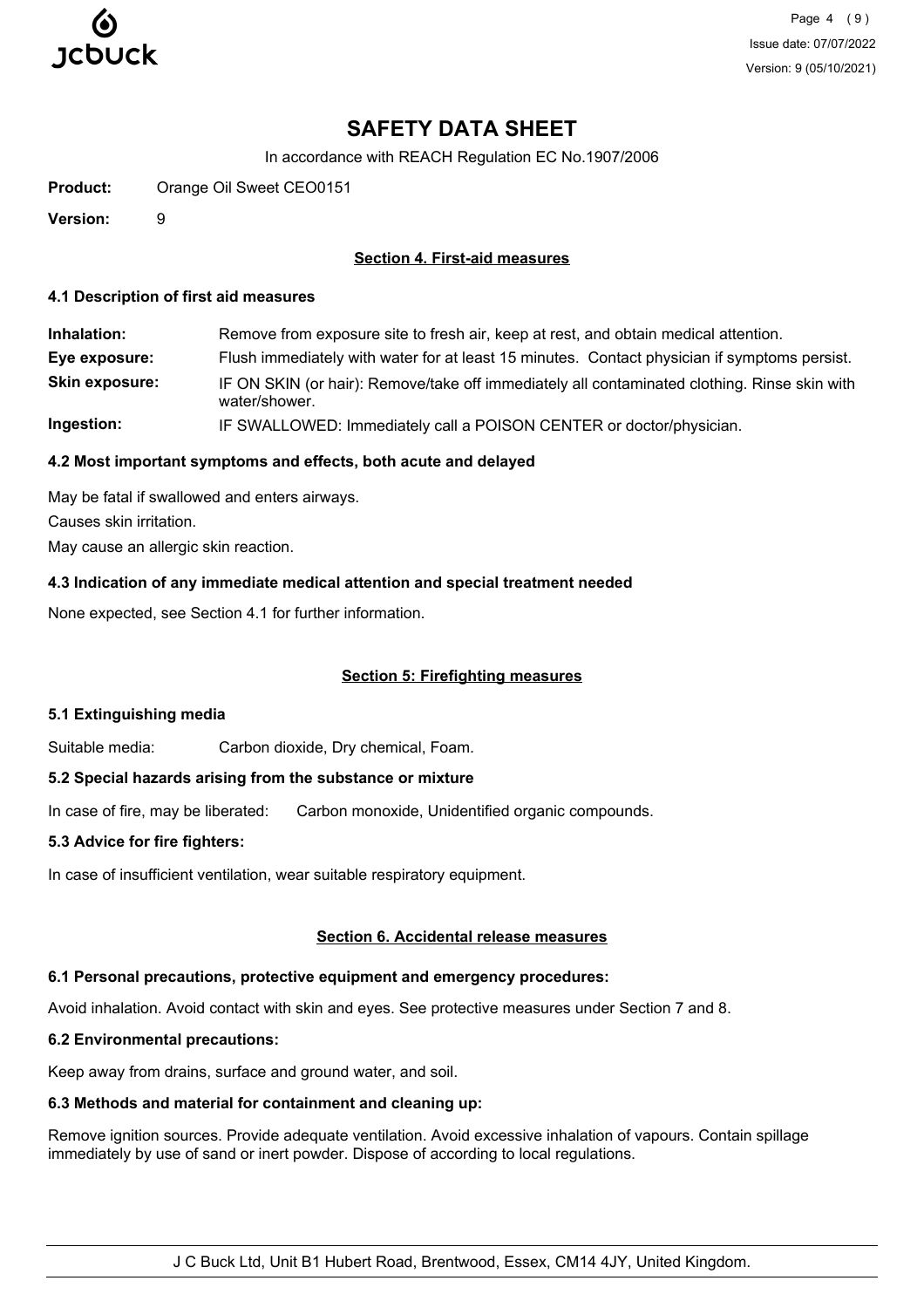# SAFETY DATA SHEET

In accordance with REACH Regulation EC No.1907/2006

**Product:** Orange Oil Sweet CEO0151

**Version:** 9

## Section 4. First-aid measures

### 4.1 Description of first aid measures

**Inhalation:** Remove from exposure site to fresh air, keep at rest, and obtain medical attention.

**Eye exposure:** Flush immediately with water for at least 15 minutes. Contact physician if symptoms persist.

**Skin exposure:** IF ON SKIN (or hair): Remove/take off immediately all contaminated clothing. Rinse skin with water/shower.

**Ingestion:** IF SWALLOWED: Immediately call a POISON CENTER or doctor/physician.

### 4.2 Most important symptoms and effects, both acute and delayed

May be fatal if swallowed and enters airways.

Causes skin irritation.

May cause an allergic skin reaction.

### 4.3 Indication of any immediate medical attention and special treatment needed

None expected, see Section 4.1 for further information.

## Section 5: Firefighting measures

### 5.1 Extinguishing media

Suitable media: Carbon dioxide, Dry chemical, Foam.

### 5.2 Special hazards arising from the substance or mixture

In case of fire, may be liberated: Carbon monoxide, Unidentified organic compounds.

### 5.3 Advice for fire fighters:

In case of insufficient ventilation, wear suitable respiratory equipment.

## Section 6. Accidental release measures

### 6.1 Personal precautions, protective equipment and emergency procedures:

Avoid inhalation. Avoid contact with skin and eyes. See protective measures under Section 7 and 8.

### 6.2 Environmental precautions:

Keep away from drains, surface and ground water, and soil.

### 6.3 Methods and material for containment and cleaning up:

Remove ignition sources. Provide adequate ventilation. Avoid excessive inhalation of vapours. Contain spillage immediately by use of sand or inert powder. Dispose of according to local regulations.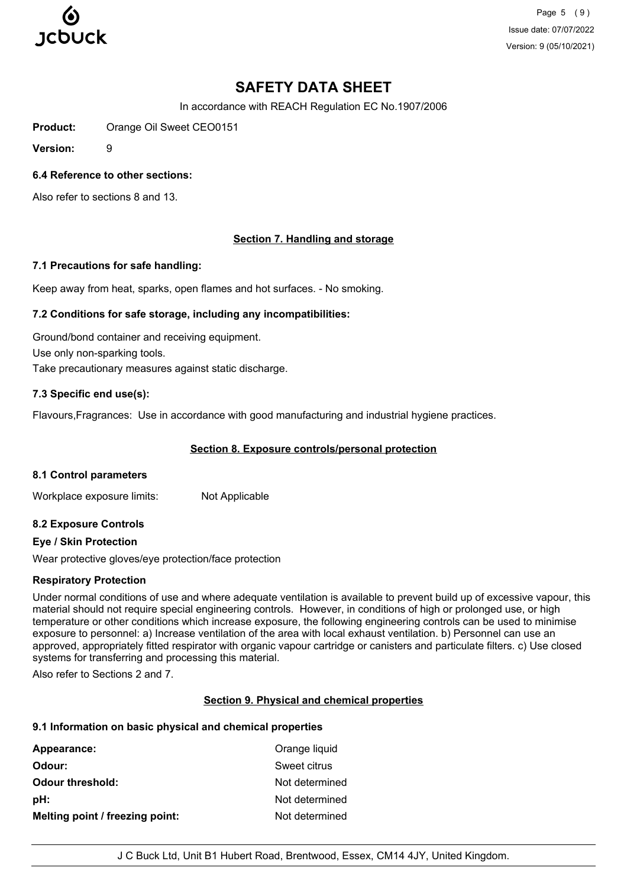### 6.4 Reference to other sections:

Also refer to sections 8 and 13.

## Section 7. Handling and storage

### 7.1 Precautions for safe handling:

Keep away from heat, sparks, open flames and hot surfaces. - No smoking.

### 7.2 Conditions for safe storage, including any incompatibilities:

Ground/bond container and receiving equipment.

Use only non-sparking tools.

Take precautionary measures against static discharge.

### 7.3 Specific end use(s):

Flavours,Fragrances: Use in accordance with good manufacturing and industrial hygiene practices.

## Section 8. Exposure controls/personal protection

### 8.1 Control parameters

Workplace exposure limits: Not Applicable

### 8.2 Exposure Controls

**Eye / Skin Protection**

Wear protective gloves/eye protection/face protection

**Respiratory Protection**

Under normal conditions of use and where adequate ventilation is available to prevent build up of excessive vapour, this material should not require special engineering controls. However, in conditions of high or prolonged use, or high temperature or other conditions which increase exposure, the following engineering controls can be used to minimise exposure to personnel: a) Increase ventilation of the area with local exhaust ventilation. b) Personnel can use an approved, appropriately fitted respirator with organic vapour cartridge or canisters and particulate filters. c) Use closed systems for transferring and processing this material.

Also refer to Sections 2 and 7.

## Section 9. Physical and chemical properties

### 9.1 Information on basic physical and chemical properties

| | |
|---|---|
| **Appearance:** | Orange liquid |
| **Odour:** | Sweet citrus |
| **Odour threshold:** | Not determined |
| **pH:** | Not determined |
| **Melting point / freezing point:** | Not determined |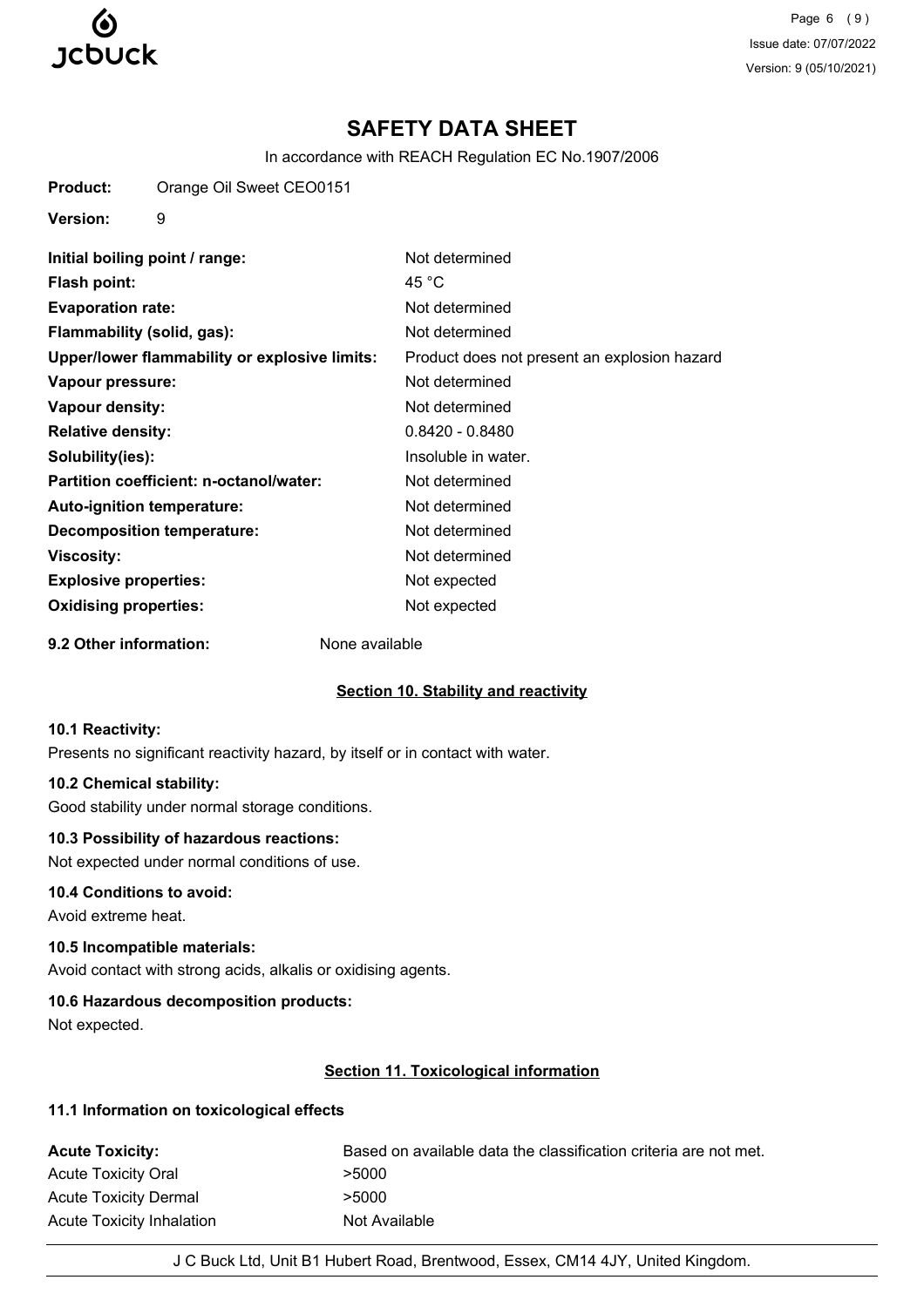**Product:** Orange Oil Sweet CEO0151

**Version:** 9

| | |
|---|---|
| **Initial boiling point / range:** | Not determined |
| **Flash point:** | 45 °C |
| **Evaporation rate:** | Not determined |
| **Flammability (solid, gas):** | Not determined |
| **Upper/lower flammability or explosive limits:** | Product does not present an explosion hazard |
| **Vapour pressure:** | Not determined |
| **Vapour density:** | Not determined |
| **Relative density:** | 0.8420 - 0.8480 |
| **Solubility(ies):** | Insoluble in water. |
| **Partition coefficient: n-octanol/water:** | Not determined |
| **Auto-ignition temperature:** | Not determined |
| **Decomposition temperature:** | Not determined |
| **Viscosity:** | Not determined |
| **Explosive properties:** | Not expected |
| **Oxidising properties:** | Not expected |

**9.2 Other information:** None available

## Section 10. Stability and reactivity

### 10.1 Reactivity:

Presents no significant reactivity hazard, by itself or in contact with water.

### 10.2 Chemical stability:

Good stability under normal storage conditions.

### 10.3 Possibility of hazardous reactions:

Not expected under normal conditions of use.

### 10.4 Conditions to avoid:

Avoid extreme heat.

### 10.5 Incompatible materials:

Avoid contact with strong acids, alkalis or oxidising agents.

### 10.6 Hazardous decomposition products:

Not expected.

## Section 11. Toxicological information

### 11.1 Information on toxicological effects

| | |
|---|---|
| **Acute Toxicity:** | Based on available data the classification criteria are not met. |
| Acute Toxicity Oral | >5000 |
| Acute Toxicity Dermal | >5000 |
| Acute Toxicity Inhalation | Not Available |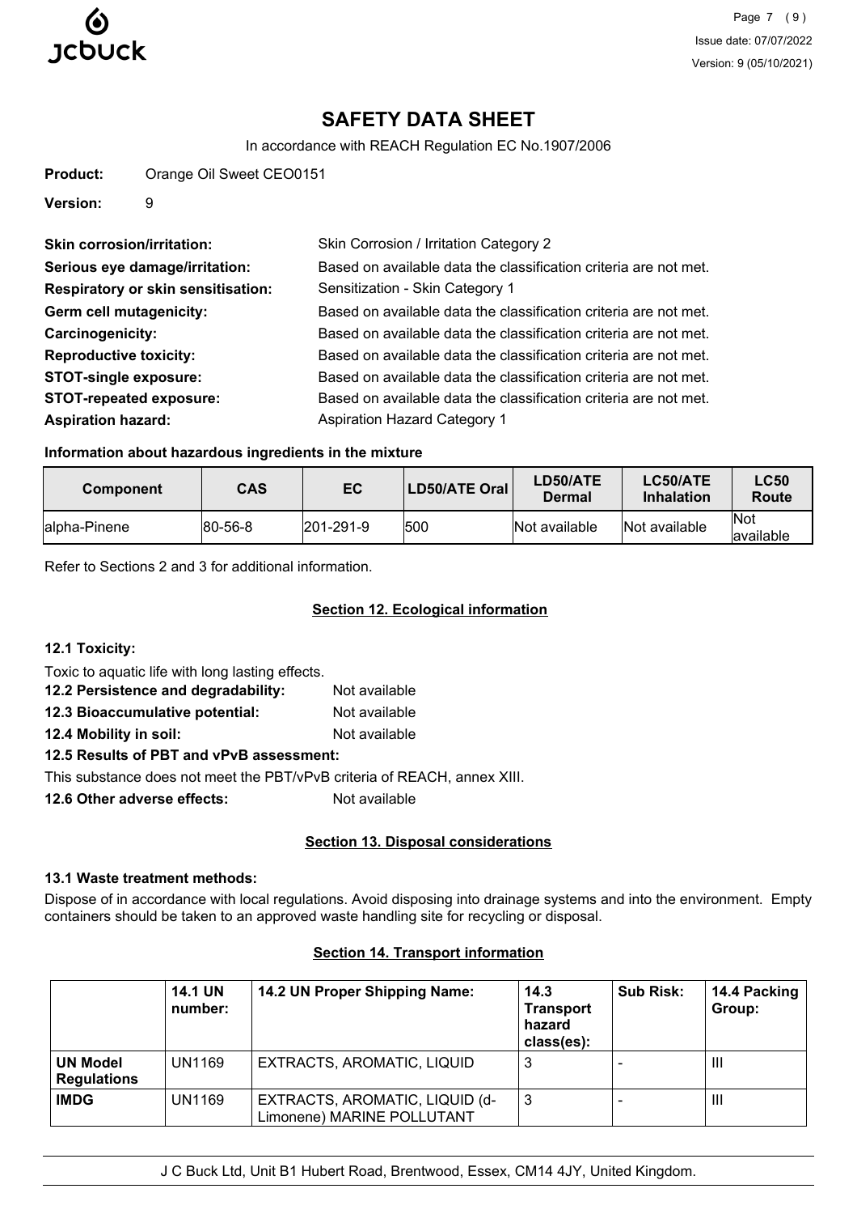# SAFETY DATA SHEET

In accordance with REACH Regulation EC No.1907/2006

**Product:** Orange Oil Sweet CEO0151

**Version:** 9

**Skin corrosion/irritation:** Skin Corrosion / Irritation Category 2

**Serious eye damage/irritation:** Based on available data the classification criteria are not met.

**Respiratory or skin sensitisation:** Sensitization - Skin Category 1

**Germ cell mutagenicity:** Based on available data the classification criteria are not met.

**Carcinogenicity:** Based on available data the classification criteria are not met.

**Reproductive toxicity:** Based on available data the classification criteria are not met.

**STOT-single exposure:** Based on available data the classification criteria are not met.

**STOT-repeated exposure:** Based on available data the classification criteria are not met.

**Aspiration hazard:** Aspiration Hazard Category 1

### Information about hazardous ingredients in the mixture

| Component | CAS | EC | LD50/ATE Oral | LD50/ATE Dermal | LC50/ATE Inhalation | LC50 Route |
|---|---|---|---|---|---|---|
| alpha-Pinene | 80-56-8 | 201-291-9 | 500 | Not available | Not available | Not available |

Refer to Sections 2 and 3 for additional information.

## Section 12. Ecological information

### 12.1 Toxicity:

Toxic to aquatic life with long lasting effects.

**12.2 Persistence and degradability:** Not available

**12.3 Bioaccumulative potential:** Not available

**12.4 Mobility in soil:** Not available

**12.5 Results of PBT and vPvB assessment:**

This substance does not meet the PBT/vPvB criteria of REACH, annex XIII.

**12.6 Other adverse effects:** Not available

## Section 13. Disposal considerations

### 13.1 Waste treatment methods:

Dispose of in accordance with local regulations. Avoid disposing into drainage systems and into the environment. Empty containers should be taken to an approved waste handling site for recycling or disposal.

## Section 14. Transport information

| | 14.1 UN number: | 14.2 UN Proper Shipping Name: | 14.3 Transport hazard class(es): | Sub Risk: | 14.4 Packing Group: |
|---|---|---|---|---|---|
| **UN Model Regulations** | UN1169 | EXTRACTS, AROMATIC, LIQUID | 3 | - | III |
| **IMDG** | UN1169 | EXTRACTS, AROMATIC, LIQUID (d-Limonene) MARINE POLLUTANT | 3 | - | III |

J C Buck Ltd, Unit B1 Hubert Road, Brentwood, Essex, CM14 4JY, United Kingdom.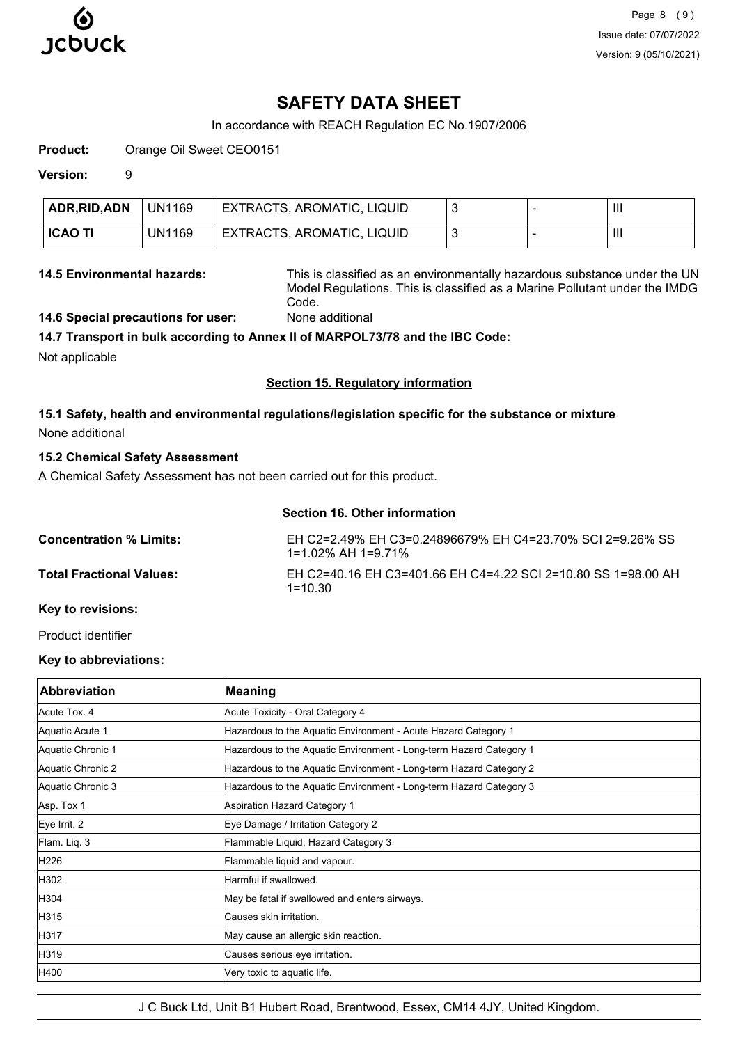# SAFETY DATA SHEET

In accordance with REACH Regulation EC No.1907/2006

**Product:** Orange Oil Sweet CEO0151

**Version:** 9

| ADR,RID,ADN | UN1169 | EXTRACTS, AROMATIC, LIQUID | 3 | - | III |
|---|---|---|---|---|---|
| **ICAO TI** | UN1169 | EXTRACTS, AROMATIC, LIQUID | 3 | - | III |

**14.5 Environmental hazards:** This is classified as an environmentally hazardous substance under the UN Model Regulations. This is classified as a Marine Pollutant under the IMDG Code.

**14.6 Special precautions for user:** None additional

**14.7 Transport in bulk according to Annex II of MARPOL73/78 and the IBC Code:**

Not applicable

## Section 15. Regulatory information

### 15.1 Safety, health and environmental regulations/legislation specific for the substance or mixture

None additional

### 15.2 Chemical Safety Assessment

A Chemical Safety Assessment has not been carried out for this product.

## Section 16. Other information

**Concentration % Limits:** EH C2=2.49% EH C3=0.24896679% EH C4=23.70% SCI 2=9.26% SS 1=1.02% AH 1=9.71%

**Total Fractional Values:** EH C2=40.16 EH C3=401.66 EH C4=4.22 SCI 2=10.80 SS 1=98.00 AH 1=10.30

**Key to revisions:**

Product identifier

**Key to abbreviations:**

| Abbreviation | Meaning |
|---|---|
| Acute Tox. 4 | Acute Toxicity - Oral Category 4 |
| Aquatic Acute 1 | Hazardous to the Aquatic Environment - Acute Hazard Category 1 |
| Aquatic Chronic 1 | Hazardous to the Aquatic Environment - Long-term Hazard Category 1 |
| Aquatic Chronic 2 | Hazardous to the Aquatic Environment - Long-term Hazard Category 2 |
| Aquatic Chronic 3 | Hazardous to the Aquatic Environment - Long-term Hazard Category 3 |
| Asp. Tox 1 | Aspiration Hazard Category 1 |
| Eye Irrit. 2 | Eye Damage / Irritation Category 2 |
| Flam. Liq. 3 | Flammable Liquid, Hazard Category 3 |
| H226 | Flammable liquid and vapour. |
| H302 | Harmful if swallowed. |
| H304 | May be fatal if swallowed and enters airways. |
| H315 | Causes skin irritation. |
| H317 | May cause an allergic skin reaction. |
| H319 | Causes serious eye irritation. |
| H400 | Very toxic to aquatic life. |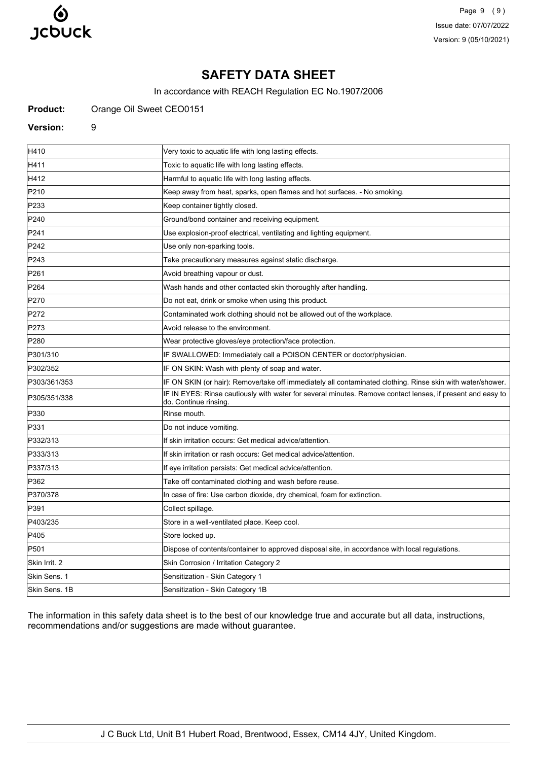| | |
|---|---|
| H410 | Very toxic to aquatic life with long lasting effects. |
| H411 | Toxic to aquatic life with long lasting effects. |
| H412 | Harmful to aquatic life with long lasting effects. |
| P210 | Keep away from heat, sparks, open flames and hot surfaces. - No smoking. |
| P233 | Keep container tightly closed. |
| P240 | Ground/bond container and receiving equipment. |
| P241 | Use explosion-proof electrical, ventilating and lighting equipment. |
| P242 | Use only non-sparking tools. |
| P243 | Take precautionary measures against static discharge. |
| P261 | Avoid breathing vapour or dust. |
| P264 | Wash hands and other contacted skin thoroughly after handling. |
| P270 | Do not eat, drink or smoke when using this product. |
| P272 | Contaminated work clothing should not be allowed out of the workplace. |
| P273 | Avoid release to the environment. |
| P280 | Wear protective gloves/eye protection/face protection. |
| P301/310 | IF SWALLOWED: Immediately call a POISON CENTER or doctor/physician. |
| P302/352 | IF ON SKIN: Wash with plenty of soap and water. |
| P303/361/353 | IF ON SKIN (or hair): Remove/take off immediately all contaminated clothing. Rinse skin with water/shower. |
| P305/351/338 | IF IN EYES: Rinse cautiously with water for several minutes. Remove contact lenses, if present and easy to do. Continue rinsing. |
| P330 | Rinse mouth. |
| P331 | Do not induce vomiting. |
| P332/313 | If skin irritation occurs: Get medical advice/attention. |
| P333/313 | If skin irritation or rash occurs: Get medical advice/attention. |
| P337/313 | If eye irritation persists: Get medical advice/attention. |
| P362 | Take off contaminated clothing and wash before reuse. |
| P370/378 | In case of fire: Use carbon dioxide, dry chemical, foam for extinction. |
| P391 | Collect spillage. |
| P403/235 | Store in a well-ventilated place. Keep cool. |
| P405 | Store locked up. |
| P501 | Dispose of contents/container to approved disposal site, in accordance with local regulations. |
| Skin Irrit. 2 | Skin Corrosion / Irritation Category 2 |
| Skin Sens. 1 | Sensitization - Skin Category 1 |
| Skin Sens. 1B | Sensitization - Skin Category 1B |

The information in this safety data sheet is to the best of our knowledge true and accurate but all data, instructions, recommendations and/or suggestions are made without guarantee.